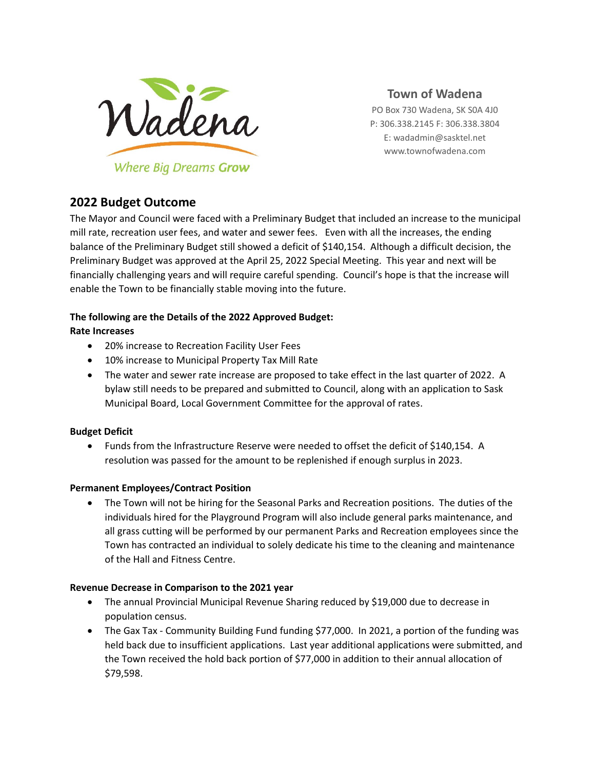Wadena

*Where Big Dreams Grow*

**Town of Wadena**

PO Box 730 Wadena, SK S0A 4J0
P: 306.338.2145 F: 306.338.3804
E: wadadmin@sasktel.net
www.townofwadena.com

## 2022 Budget Outcome

The Mayor and Council were faced with a Preliminary Budget that included an increase to the municipal mill rate, recreation user fees, and water and sewer fees. Even with all the increases, the ending balance of the Preliminary Budget still showed a deficit of $140,154. Although a difficult decision, the Preliminary Budget was approved at the April 25, 2022 Special Meeting. This year and next will be financially challenging years and will require careful spending. Council's hope is that the increase will enable the Town to be financially stable moving into the future.

**The following are the Details of the 2022 Approved Budget:**

**Rate Increases**

- 20% increase to Recreation Facility User Fees
- 10% increase to Municipal Property Tax Mill Rate
- The water and sewer rate increase are proposed to take effect in the last quarter of 2022. A bylaw still needs to be prepared and submitted to Council, along with an application to Sask Municipal Board, Local Government Committee for the approval of rates.

**Budget Deficit**

- Funds from the Infrastructure Reserve were needed to offset the deficit of $140,154. A resolution was passed for the amount to be replenished if enough surplus in 2023.

**Permanent Employees/Contract Position**

- The Town will not be hiring for the Seasonal Parks and Recreation positions. The duties of the individuals hired for the Playground Program will also include general parks maintenance, and all grass cutting will be performed by our permanent Parks and Recreation employees since the Town has contracted an individual to solely dedicate his time to the cleaning and maintenance of the Hall and Fitness Centre.

**Revenue Decrease in Comparison to the 2021 year**

- The annual Provincial Municipal Revenue Sharing reduced by $19,000 due to decrease in population census.
- The Gax Tax - Community Building Fund funding $77,000. In 2021, a portion of the funding was held back due to insufficient applications. Last year additional applications were submitted, and the Town received the hold back portion of $77,000 in addition to their annual allocation of $79,598.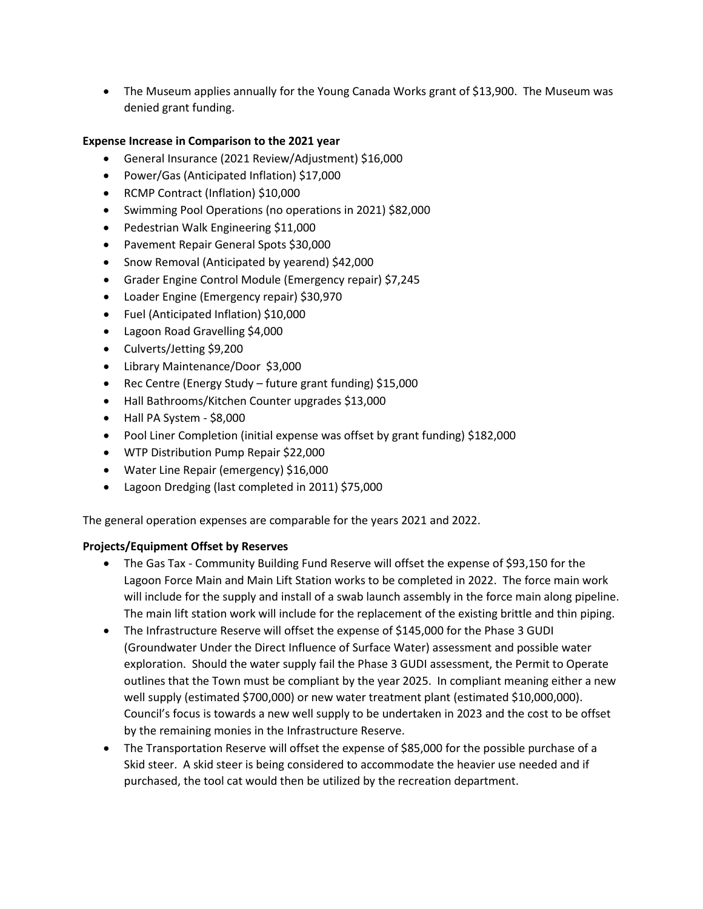- The Museum applies annually for the Young Canada Works grant of $13,900. The Museum was denied grant funding.

**Expense Increase in Comparison to the 2021 year**

- General Insurance (2021 Review/Adjustment) $16,000
- Power/Gas (Anticipated Inflation) $17,000
- RCMP Contract (Inflation) $10,000
- Swimming Pool Operations (no operations in 2021) $82,000
- Pedestrian Walk Engineering $11,000
- Pavement Repair General Spots $30,000
- Snow Removal (Anticipated by yearend) $42,000
- Grader Engine Control Module (Emergency repair) $7,245
- Loader Engine (Emergency repair) $30,970
- Fuel (Anticipated Inflation) $10,000
- Lagoon Road Gravelling $4,000
- Culverts/Jetting $9,200
- Library Maintenance/Door $3,000
- Rec Centre (Energy Study – future grant funding) $15,000
- Hall Bathrooms/Kitchen Counter upgrades $13,000
- Hall PA System - $8,000
- Pool Liner Completion (initial expense was offset by grant funding) $182,000
- WTP Distribution Pump Repair $22,000
- Water Line Repair (emergency) $16,000
- Lagoon Dredging (last completed in 2011) $75,000

The general operation expenses are comparable for the years 2021 and 2022.

**Projects/Equipment Offset by Reserves**

- The Gas Tax - Community Building Fund Reserve will offset the expense of $93,150 for the Lagoon Force Main and Main Lift Station works to be completed in 2022. The force main work will include for the supply and install of a swab launch assembly in the force main along pipeline. The main lift station work will include for the replacement of the existing brittle and thin piping.
- The Infrastructure Reserve will offset the expense of $145,000 for the Phase 3 GUDI (Groundwater Under the Direct Influence of Surface Water) assessment and possible water exploration. Should the water supply fail the Phase 3 GUDI assessment, the Permit to Operate outlines that the Town must be compliant by the year 2025. In compliant meaning either a new well supply (estimated $700,000) or new water treatment plant (estimated $10,000,000). Council's focus is towards a new well supply to be undertaken in 2023 and the cost to be offset by the remaining monies in the Infrastructure Reserve.
- The Transportation Reserve will offset the expense of $85,000 for the possible purchase of a Skid steer. A skid steer is being considered to accommodate the heavier use needed and if purchased, the tool cat would then be utilized by the recreation department.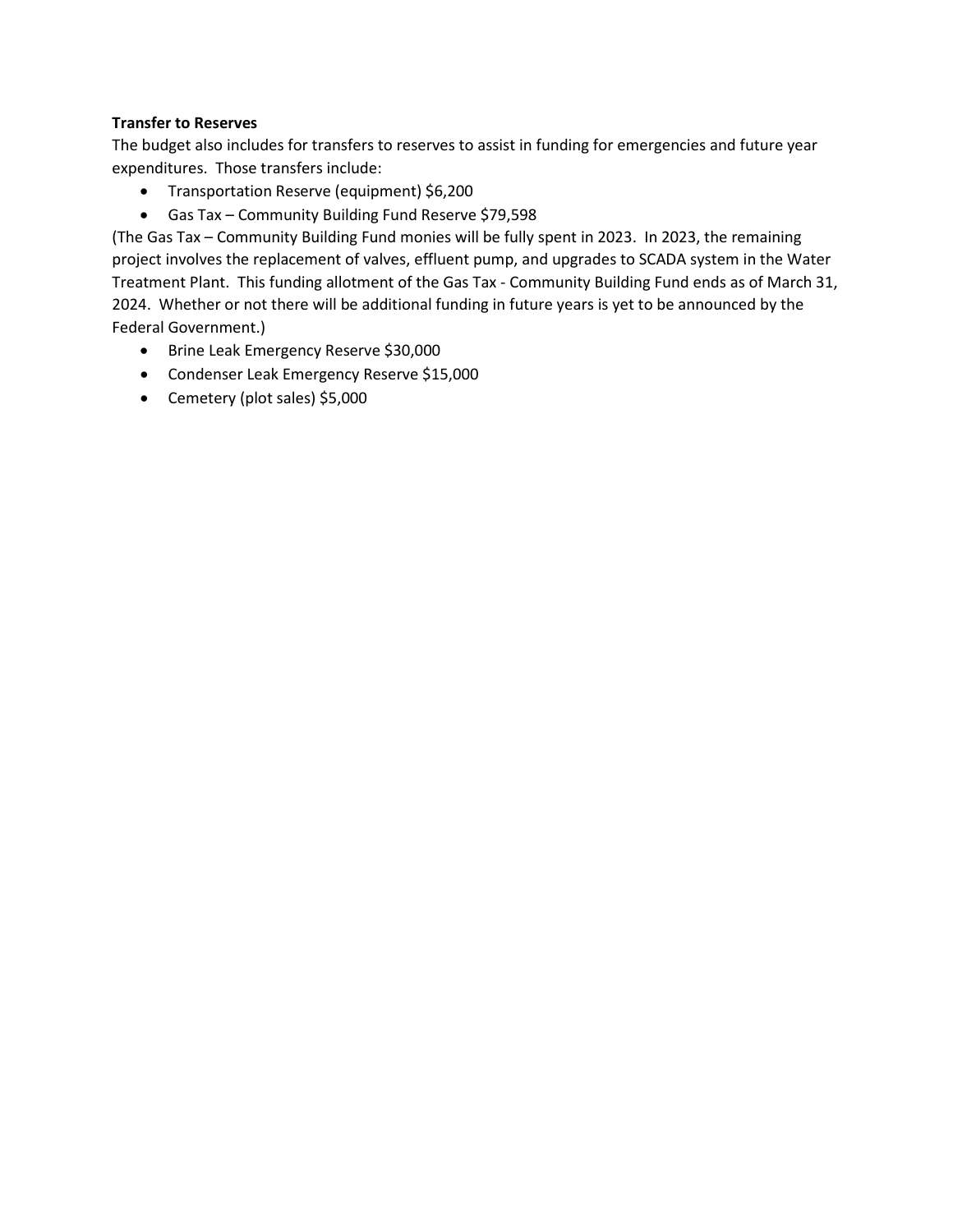**Transfer to Reserves**

The budget also includes for transfers to reserves to assist in funding for emergencies and future year expenditures. Those transfers include:

- Transportation Reserve (equipment) $6,200
- Gas Tax – Community Building Fund Reserve $79,598

(The Gas Tax – Community Building Fund monies will be fully spent in 2023. In 2023, the remaining project involves the replacement of valves, effluent pump, and upgrades to SCADA system in the Water Treatment Plant. This funding allotment of the Gas Tax - Community Building Fund ends as of March 31, 2024. Whether or not there will be additional funding in future years is yet to be announced by the Federal Government.)

- Brine Leak Emergency Reserve $30,000
- Condenser Leak Emergency Reserve $15,000
- Cemetery (plot sales) $5,000